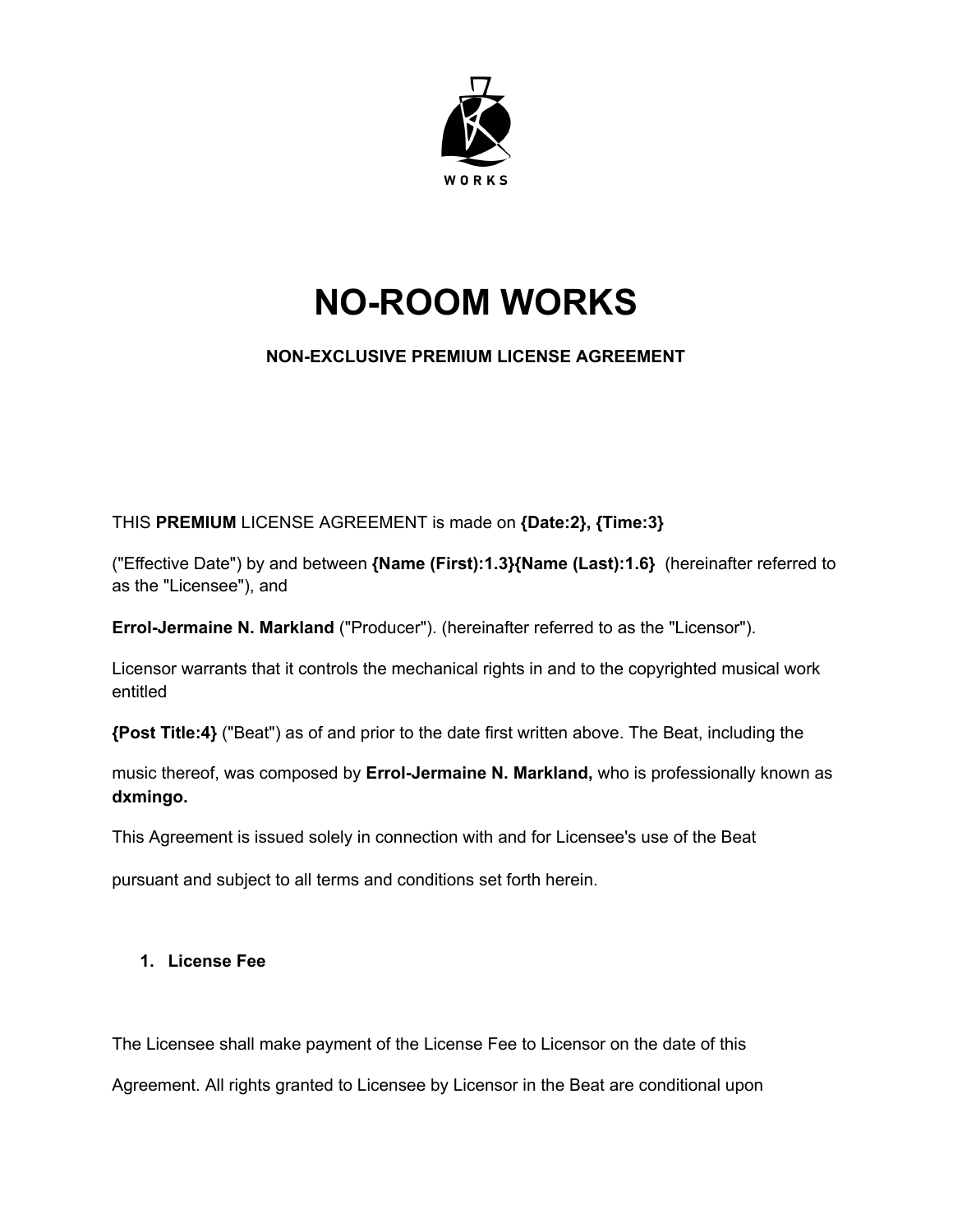WORKS

# NO-ROOM WORKS

### NON-EXCLUSIVE PREMIUM LICENSE AGREEMENT

THIS **PREMIUM** LICENSE AGREEMENT is made on **{Date:2}, {Time:3}**

("Effective Date") by and between **{Name (First):1.3}{Name (Last):1.6}** (hereinafter referred to as the "Licensee"), and

**Errol-Jermaine N. Markland** ("Producer"). (hereinafter referred to as the "Licensor").

Licensor warrants that it controls the mechanical rights in and to the copyrighted musical work entitled

**{Post Title:4}** ("Beat") as of and prior to the date first written above. The Beat, including the

music thereof, was composed by **Errol-Jermaine N. Markland,** who is professionally known as **dxmingo.**

This Agreement is issued solely in connection with and for Licensee's use of the Beat

pursuant and subject to all terms and conditions set forth herein.

1. **License Fee**

The Licensee shall make payment of the License Fee to Licensor on the date of this

Agreement. All rights granted to Licensee by Licensor in the Beat are conditional upon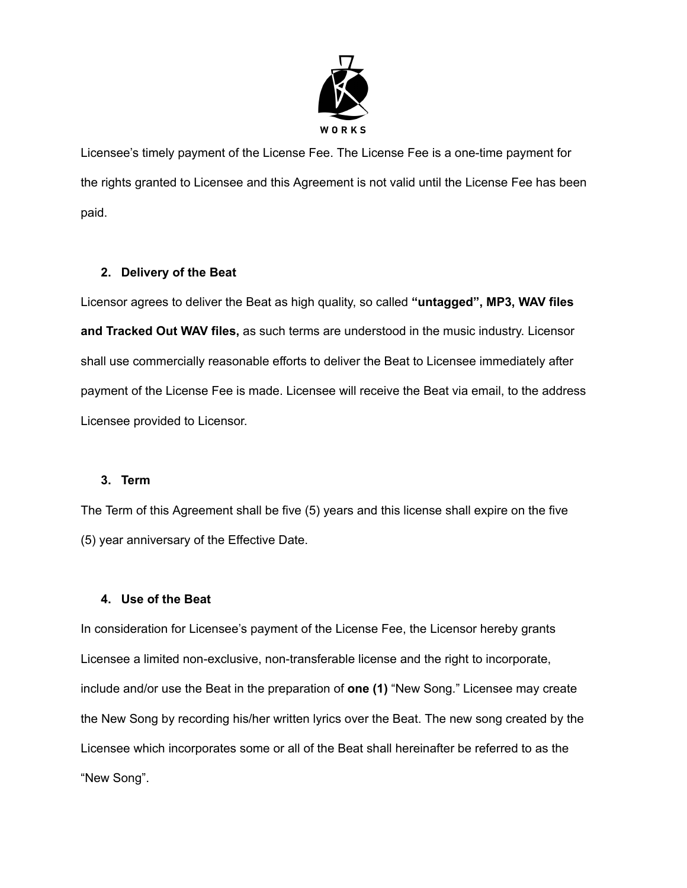Licensee's timely payment of the License Fee. The License Fee is a one-time payment for the rights granted to Licensee and this Agreement is not valid until the License Fee has been paid.

2. **Delivery of the Beat**

Licensor agrees to deliver the Beat as high quality, so called **"untagged", MP3, WAV files and Tracked Out WAV files,** as such terms are understood in the music industry. Licensor shall use commercially reasonable efforts to deliver the Beat to Licensee immediately after payment of the License Fee is made. Licensee will receive the Beat via email, to the address Licensee provided to Licensor.

3. **Term**

The Term of this Agreement shall be five (5) years and this license shall expire on the five (5) year anniversary of the Effective Date.

4. **Use of the Beat**

In consideration for Licensee's payment of the License Fee, the Licensor hereby grants Licensee a limited non-exclusive, non-transferable license and the right to incorporate, include and/or use the Beat in the preparation of **one (1)** "New Song." Licensee may create the New Song by recording his/her written lyrics over the Beat. The new song created by the Licensee which incorporates some or all of the Beat shall hereinafter be referred to as the "New Song".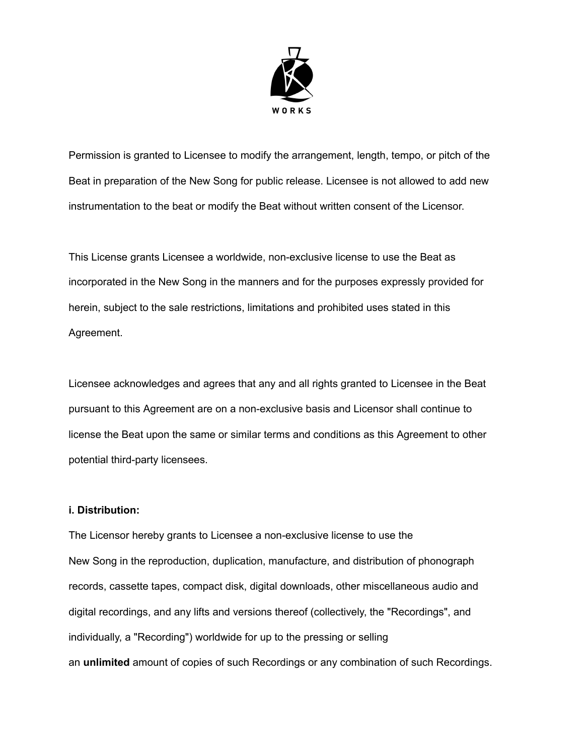Permission is granted to Licensee to modify the arrangement, length, tempo, or pitch of the Beat in preparation of the New Song for public release. Licensee is not allowed to add new instrumentation to the beat or modify the Beat without written consent of the Licensor.

This License grants Licensee a worldwide, non-exclusive license to use the Beat as incorporated in the New Song in the manners and for the purposes expressly provided for herein, subject to the sale restrictions, limitations and prohibited uses stated in this Agreement.

Licensee acknowledges and agrees that any and all rights granted to Licensee in the Beat pursuant to this Agreement are on a non-exclusive basis and Licensor shall continue to license the Beat upon the same or similar terms and conditions as this Agreement to other potential third-party licensees.

**i. Distribution:**

The Licensor hereby grants to Licensee a non-exclusive license to use the New Song in the reproduction, duplication, manufacture, and distribution of phonograph records, cassette tapes, compact disk, digital downloads, other miscellaneous audio and digital recordings, and any lifts and versions thereof (collectively, the "Recordings", and individually, a "Recording") worldwide for up to the pressing or selling an **unlimited** amount of copies of such Recordings or any combination of such Recordings.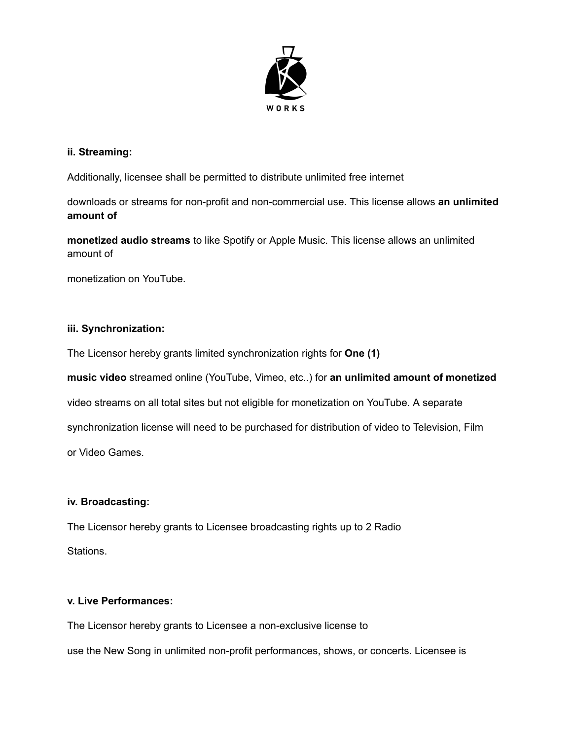**ii. Streaming:**

Additionally, licensee shall be permitted to distribute unlimited free internet downloads or streams for non-profit and non-commercial use. This license allows **an unlimited amount of monetized audio streams** to like Spotify or Apple Music. This license allows an unlimited amount of monetization on YouTube.

**iii. Synchronization:**

The Licensor hereby grants limited synchronization rights for **One (1) music video** streamed online (YouTube, Vimeo, etc..) for **an unlimited amount of monetized** video streams on all total sites but not eligible for monetization on YouTube. A separate synchronization license will need to be purchased for distribution of video to Television, Film or Video Games.

**iv. Broadcasting:**

The Licensor hereby grants to Licensee broadcasting rights up to 2 Radio Stations.

**v. Live Performances:**

The Licensor hereby grants to Licensee a non-exclusive license to use the New Song in unlimited non-profit performances, shows, or concerts. Licensee is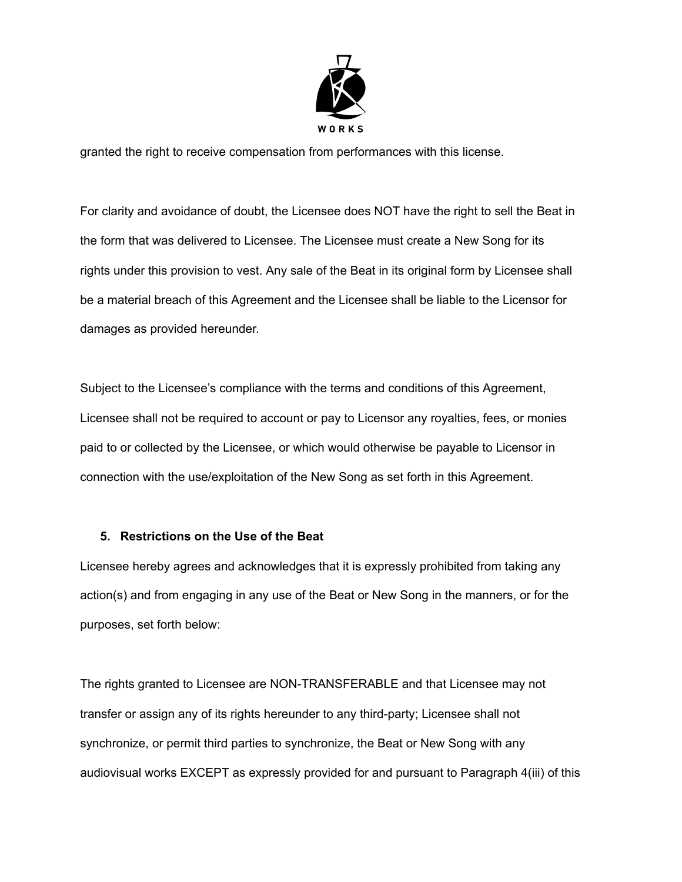granted the right to receive compensation from performances with this license.

For clarity and avoidance of doubt, the Licensee does NOT have the right to sell the Beat in the form that was delivered to Licensee. The Licensee must create a New Song for its rights under this provision to vest. Any sale of the Beat in its original form by Licensee shall be a material breach of this Agreement and the Licensee shall be liable to the Licensor for damages as provided hereunder.

Subject to the Licensee's compliance with the terms and conditions of this Agreement, Licensee shall not be required to account or pay to Licensor any royalties, fees, or monies paid to or collected by the Licensee, or which would otherwise be payable to Licensor in connection with the use/exploitation of the New Song as set forth in this Agreement.

5. **Restrictions on the Use of the Beat**

Licensee hereby agrees and acknowledges that it is expressly prohibited from taking any action(s) and from engaging in any use of the Beat or New Song in the manners, or for the purposes, set forth below:

The rights granted to Licensee are NON-TRANSFERABLE and that Licensee may not transfer or assign any of its rights hereunder to any third-party; Licensee shall not synchronize, or permit third parties to synchronize, the Beat or New Song with any audiovisual works EXCEPT as expressly provided for and pursuant to Paragraph 4(iii) of this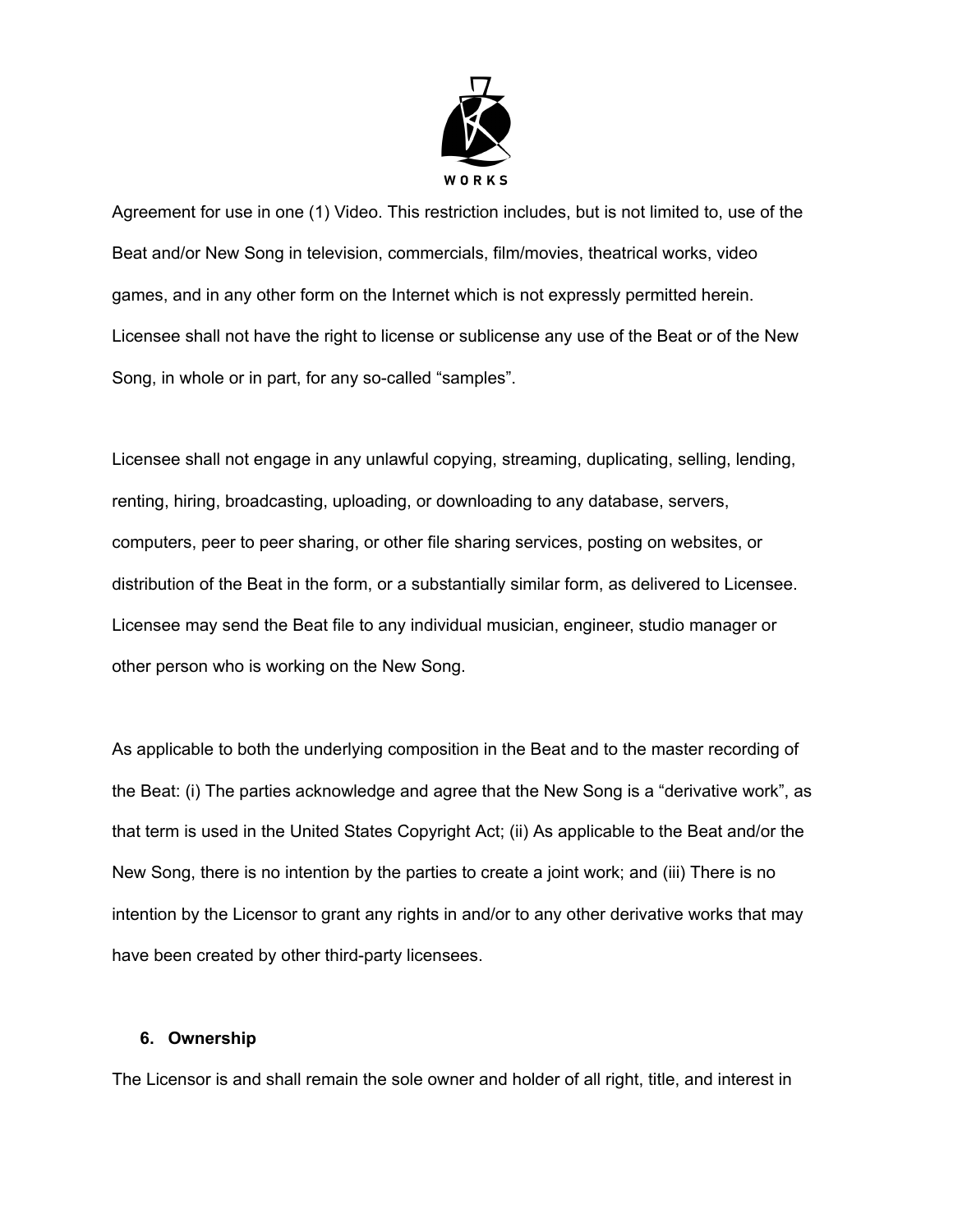Agreement for use in one (1) Video. This restriction includes, but is not limited to, use of the Beat and/or New Song in television, commercials, film/movies, theatrical works, video games, and in any other form on the Internet which is not expressly permitted herein. Licensee shall not have the right to license or sublicense any use of the Beat or of the New Song, in whole or in part, for any so-called "samples".

Licensee shall not engage in any unlawful copying, streaming, duplicating, selling, lending, renting, hiring, broadcasting, uploading, or downloading to any database, servers, computers, peer to peer sharing, or other file sharing services, posting on websites, or distribution of the Beat in the form, or a substantially similar form, as delivered to Licensee. Licensee may send the Beat file to any individual musician, engineer, studio manager or other person who is working on the New Song.

As applicable to both the underlying composition in the Beat and to the master recording of the Beat: (i) The parties acknowledge and agree that the New Song is a "derivative work", as that term is used in the United States Copyright Act; (ii) As applicable to the Beat and/or the New Song, there is no intention by the parties to create a joint work; and (iii) There is no intention by the Licensor to grant any rights in and/or to any other derivative works that may have been created by other third-party licensees.

6. **Ownership**

The Licensor is and shall remain the sole owner and holder of all right, title, and interest in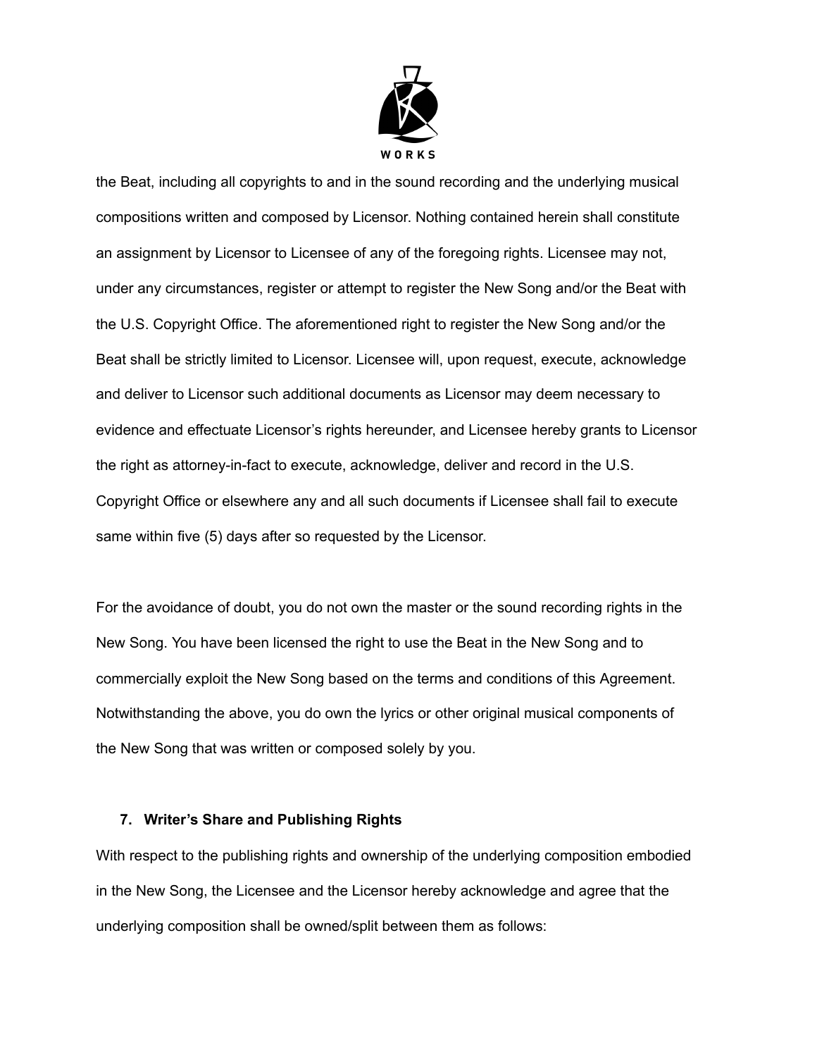the Beat, including all copyrights to and in the sound recording and the underlying musical compositions written and composed by Licensor. Nothing contained herein shall constitute an assignment by Licensor to Licensee of any of the foregoing rights. Licensee may not, under any circumstances, register or attempt to register the New Song and/or the Beat with the U.S. Copyright Office. The aforementioned right to register the New Song and/or the Beat shall be strictly limited to Licensor. Licensee will, upon request, execute, acknowledge and deliver to Licensor such additional documents as Licensor may deem necessary to evidence and effectuate Licensor's rights hereunder, and Licensee hereby grants to Licensor the right as attorney-in-fact to execute, acknowledge, deliver and record in the U.S. Copyright Office or elsewhere any and all such documents if Licensee shall fail to execute same within five (5) days after so requested by the Licensor.

For the avoidance of doubt, you do not own the master or the sound recording rights in the New Song. You have been licensed the right to use the Beat in the New Song and to commercially exploit the New Song based on the terms and conditions of this Agreement. Notwithstanding the above, you do own the lyrics or other original musical components of the New Song that was written or composed solely by you.

### 7. Writer's Share and Publishing Rights

With respect to the publishing rights and ownership of the underlying composition embodied in the New Song, the Licensee and the Licensor hereby acknowledge and agree that the underlying composition shall be owned/split between them as follows: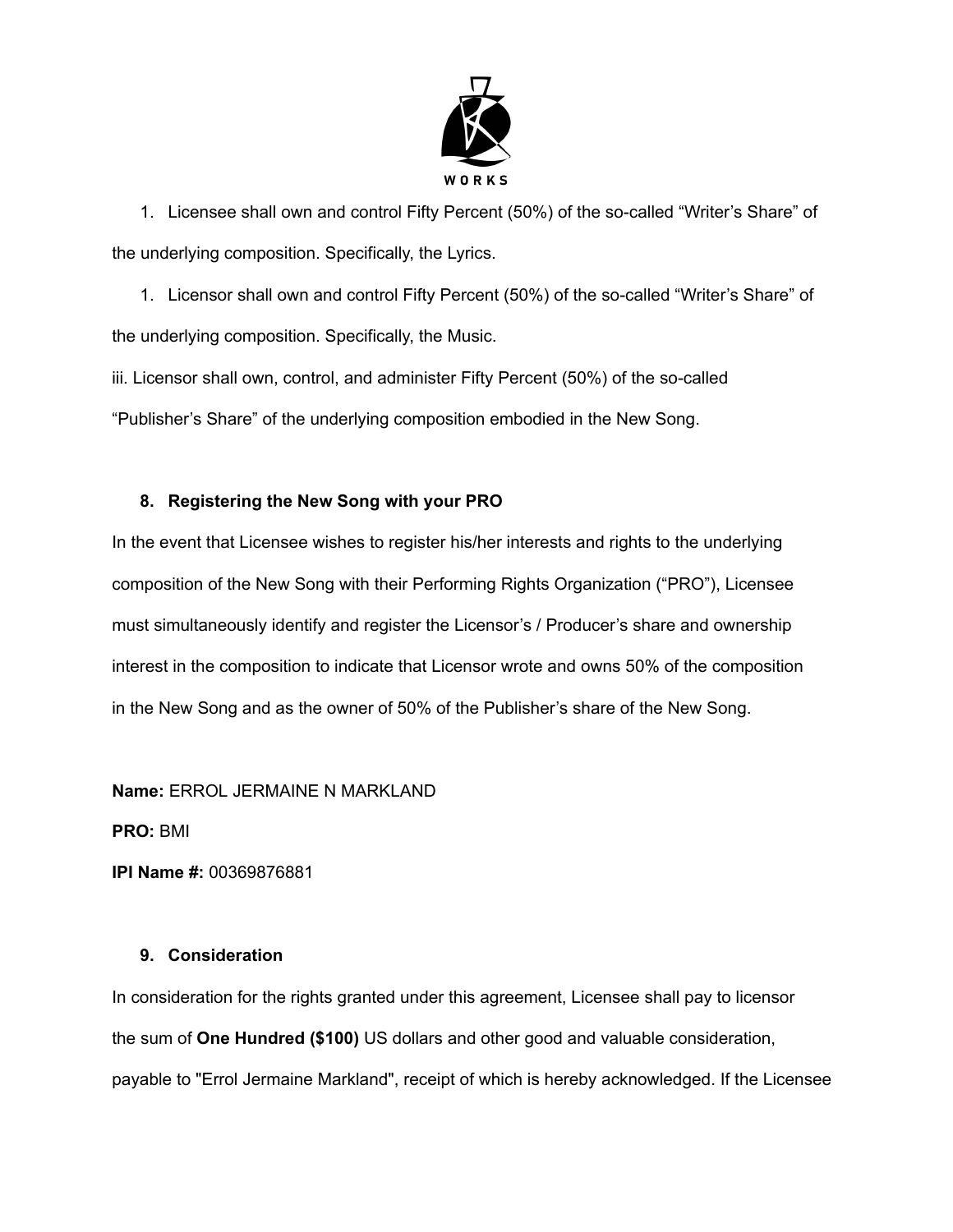1. Licensee shall own and control Fifty Percent (50%) of the so-called "Writer's Share" of the underlying composition. Specifically, the Lyrics.

1. Licensor shall own and control Fifty Percent (50%) of the so-called "Writer's Share" of the underlying composition. Specifically, the Music.

iii. Licensor shall own, control, and administer Fifty Percent (50%) of the so-called "Publisher's Share" of the underlying composition embodied in the New Song.

**8. Registering the New Song with your PRO**

In the event that Licensee wishes to register his/her interests and rights to the underlying composition of the New Song with their Performing Rights Organization ("PRO"), Licensee must simultaneously identify and register the Licensor's / Producer's share and ownership interest in the composition to indicate that Licensor wrote and owns 50% of the composition in the New Song and as the owner of 50% of the Publisher's share of the New Song.

**Name:** ERROL JERMAINE N MARKLAND

**PRO:** BMI

**IPI Name #:** 00369876881

**9. Consideration**

In consideration for the rights granted under this agreement, Licensee shall pay to licensor the sum of **One Hundred ($100)** US dollars and other good and valuable consideration, payable to "Errol Jermaine Markland", receipt of which is hereby acknowledged. If the Licensee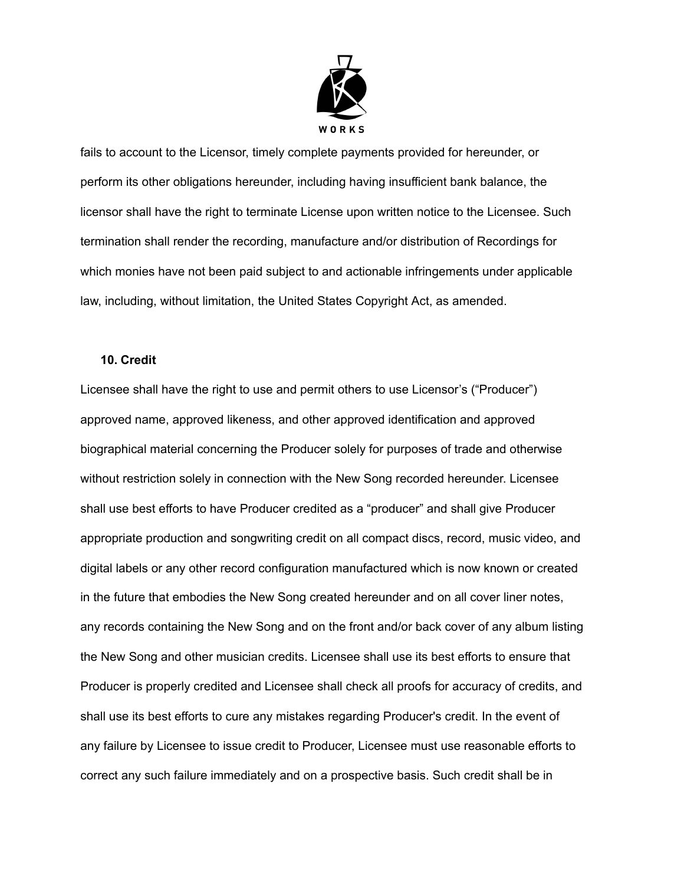fails to account to the Licensor, timely complete payments provided for hereunder, or perform its other obligations hereunder, including having insufficient bank balance, the licensor shall have the right to terminate License upon written notice to the Licensee. Such termination shall render the recording, manufacture and/or distribution of Recordings for which monies have not been paid subject to and actionable infringements under applicable law, including, without limitation, the United States Copyright Act, as amended.

**10. Credit**

Licensee shall have the right to use and permit others to use Licensor's ("Producer") approved name, approved likeness, and other approved identification and approved biographical material concerning the Producer solely for purposes of trade and otherwise without restriction solely in connection with the New Song recorded hereunder. Licensee shall use best efforts to have Producer credited as a "producer" and shall give Producer appropriate production and songwriting credit on all compact discs, record, music video, and digital labels or any other record configuration manufactured which is now known or created in the future that embodies the New Song created hereunder and on all cover liner notes, any records containing the New Song and on the front and/or back cover of any album listing the New Song and other musician credits. Licensee shall use its best efforts to ensure that Producer is properly credited and Licensee shall check all proofs for accuracy of credits, and shall use its best efforts to cure any mistakes regarding Producer's credit. In the event of any failure by Licensee to issue credit to Producer, Licensee must use reasonable efforts to correct any such failure immediately and on a prospective basis. Such credit shall be in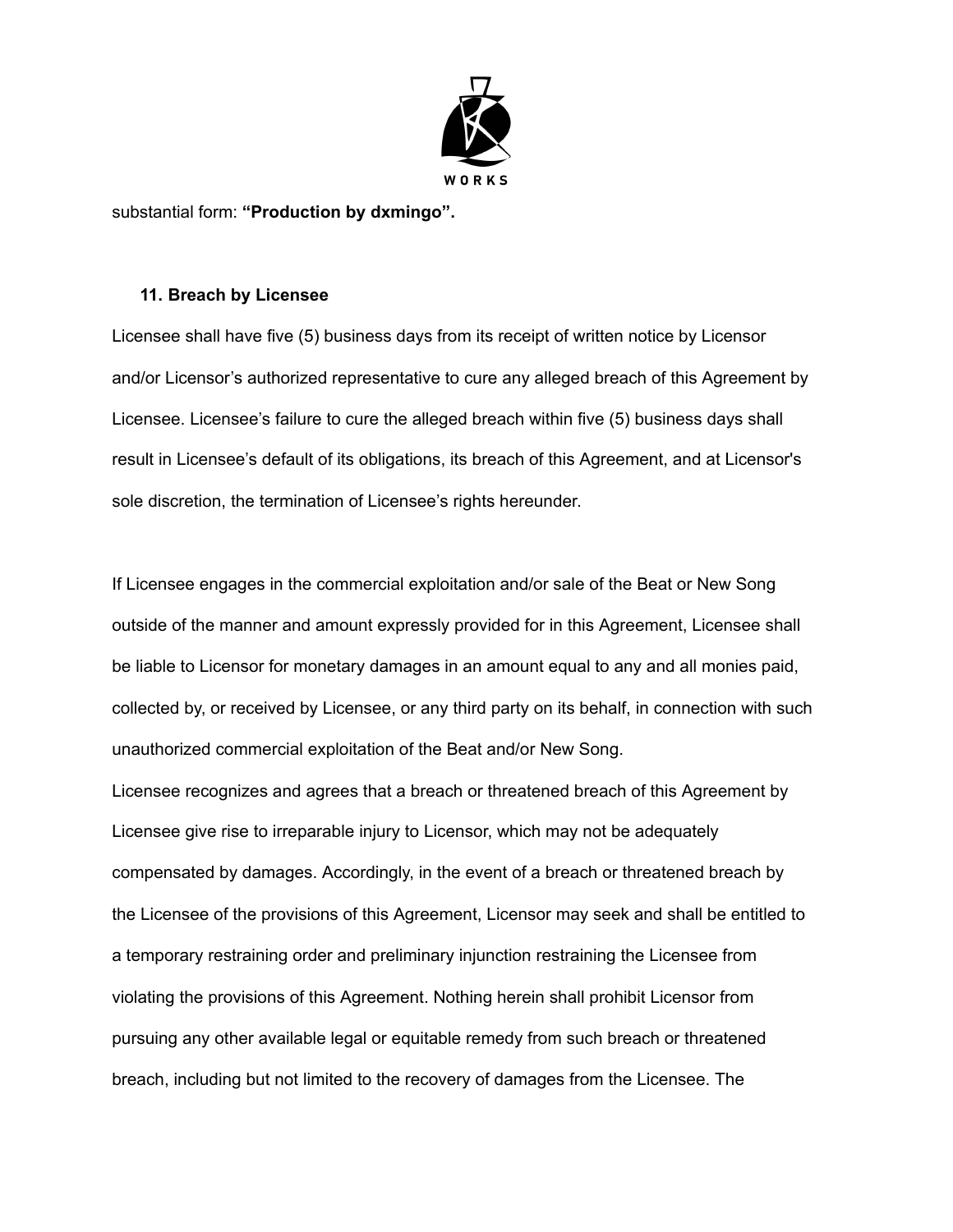substantial form: **"Production by dxmingo".**

### 11. Breach by Licensee

Licensee shall have five (5) business days from its receipt of written notice by Licensor and/or Licensor's authorized representative to cure any alleged breach of this Agreement by Licensee. Licensee's failure to cure the alleged breach within five (5) business days shall result in Licensee's default of its obligations, its breach of this Agreement, and at Licensor's sole discretion, the termination of Licensee's rights hereunder.

If Licensee engages in the commercial exploitation and/or sale of the Beat or New Song outside of the manner and amount expressly provided for in this Agreement, Licensee shall be liable to Licensor for monetary damages in an amount equal to any and all monies paid, collected by, or received by Licensee, or any third party on its behalf, in connection with such unauthorized commercial exploitation of the Beat and/or New Song.

Licensee recognizes and agrees that a breach or threatened breach of this Agreement by Licensee give rise to irreparable injury to Licensor, which may not be adequately compensated by damages. Accordingly, in the event of a breach or threatened breach by the Licensee of the provisions of this Agreement, Licensor may seek and shall be entitled to a temporary restraining order and preliminary injunction restraining the Licensee from violating the provisions of this Agreement. Nothing herein shall prohibit Licensor from pursuing any other available legal or equitable remedy from such breach or threatened breach, including but not limited to the recovery of damages from the Licensee. The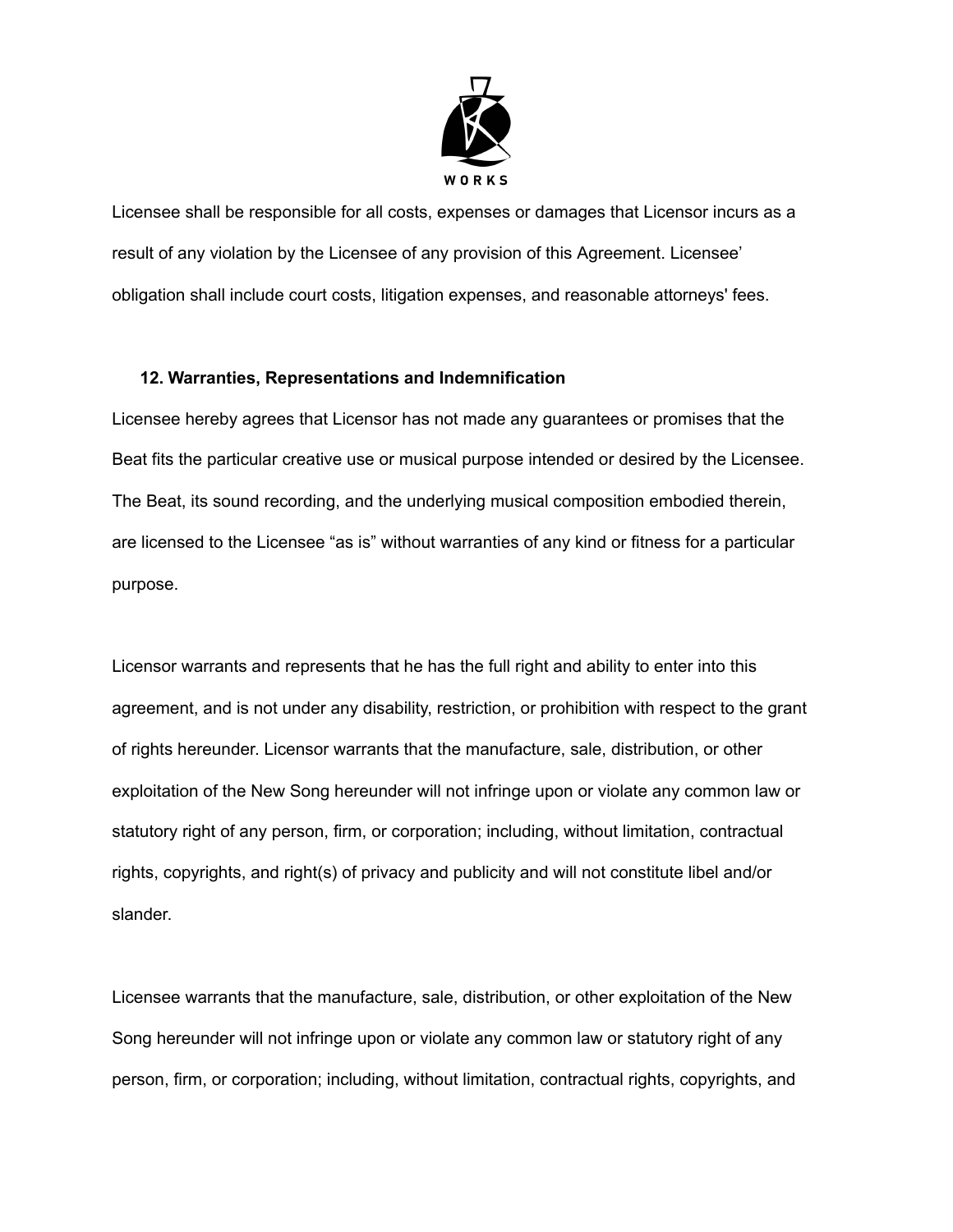Licensee shall be responsible for all costs, expenses or damages that Licensor incurs as a result of any violation by the Licensee of any provision of this Agreement. Licensee' obligation shall include court costs, litigation expenses, and reasonable attorneys' fees.

**12. Warranties, Representations and Indemnification**

Licensee hereby agrees that Licensor has not made any guarantees or promises that the Beat fits the particular creative use or musical purpose intended or desired by the Licensee. The Beat, its sound recording, and the underlying musical composition embodied therein, are licensed to the Licensee "as is" without warranties of any kind or fitness for a particular purpose.

Licensor warrants and represents that he has the full right and ability to enter into this agreement, and is not under any disability, restriction, or prohibition with respect to the grant of rights hereunder. Licensor warrants that the manufacture, sale, distribution, or other exploitation of the New Song hereunder will not infringe upon or violate any common law or statutory right of any person, firm, or corporation; including, without limitation, contractual rights, copyrights, and right(s) of privacy and publicity and will not constitute libel and/or slander.

Licensee warrants that the manufacture, sale, distribution, or other exploitation of the New Song hereunder will not infringe upon or violate any common law or statutory right of any person, firm, or corporation; including, without limitation, contractual rights, copyrights, and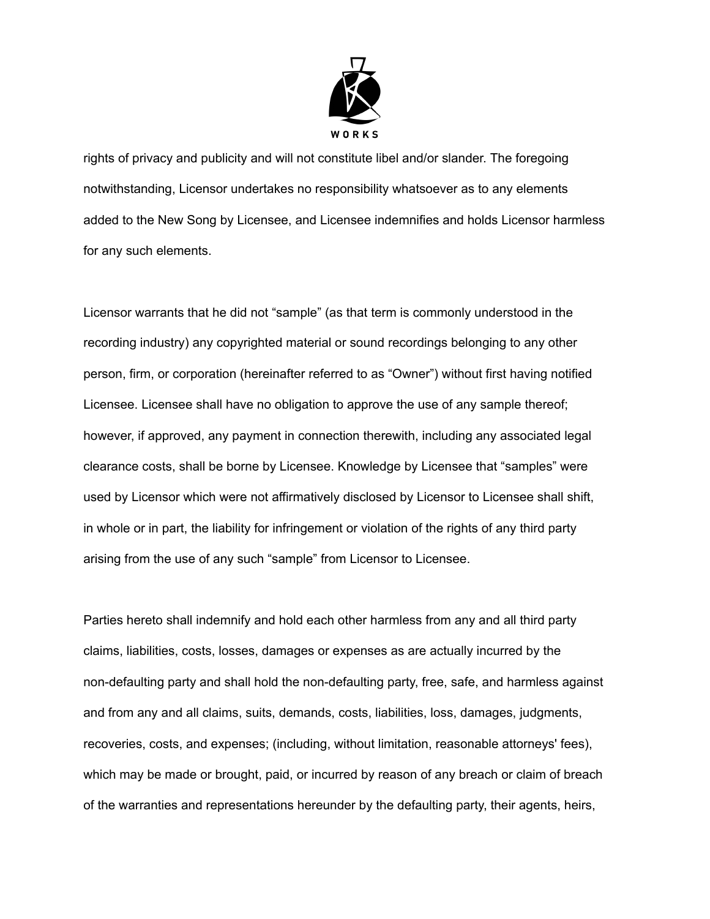rights of privacy and publicity and will not constitute libel and/or slander. The foregoing notwithstanding, Licensor undertakes no responsibility whatsoever as to any elements added to the New Song by Licensee, and Licensee indemnifies and holds Licensor harmless for any such elements.

Licensor warrants that he did not “sample” (as that term is commonly understood in the recording industry) any copyrighted material or sound recordings belonging to any other person, firm, or corporation (hereinafter referred to as “Owner”) without first having notified Licensee. Licensee shall have no obligation to approve the use of any sample thereof; however, if approved, any payment in connection therewith, including any associated legal clearance costs, shall be borne by Licensee. Knowledge by Licensee that “samples” were used by Licensor which were not affirmatively disclosed by Licensor to Licensee shall shift, in whole or in part, the liability for infringement or violation of the rights of any third party arising from the use of any such “sample” from Licensor to Licensee.

Parties hereto shall indemnify and hold each other harmless from any and all third party claims, liabilities, costs, losses, damages or expenses as are actually incurred by the non-defaulting party and shall hold the non-defaulting party, free, safe, and harmless against and from any and all claims, suits, demands, costs, liabilities, loss, damages, judgments, recoveries, costs, and expenses; (including, without limitation, reasonable attorneys' fees), which may be made or brought, paid, or incurred by reason of any breach or claim of breach of the warranties and representations hereunder by the defaulting party, their agents, heirs,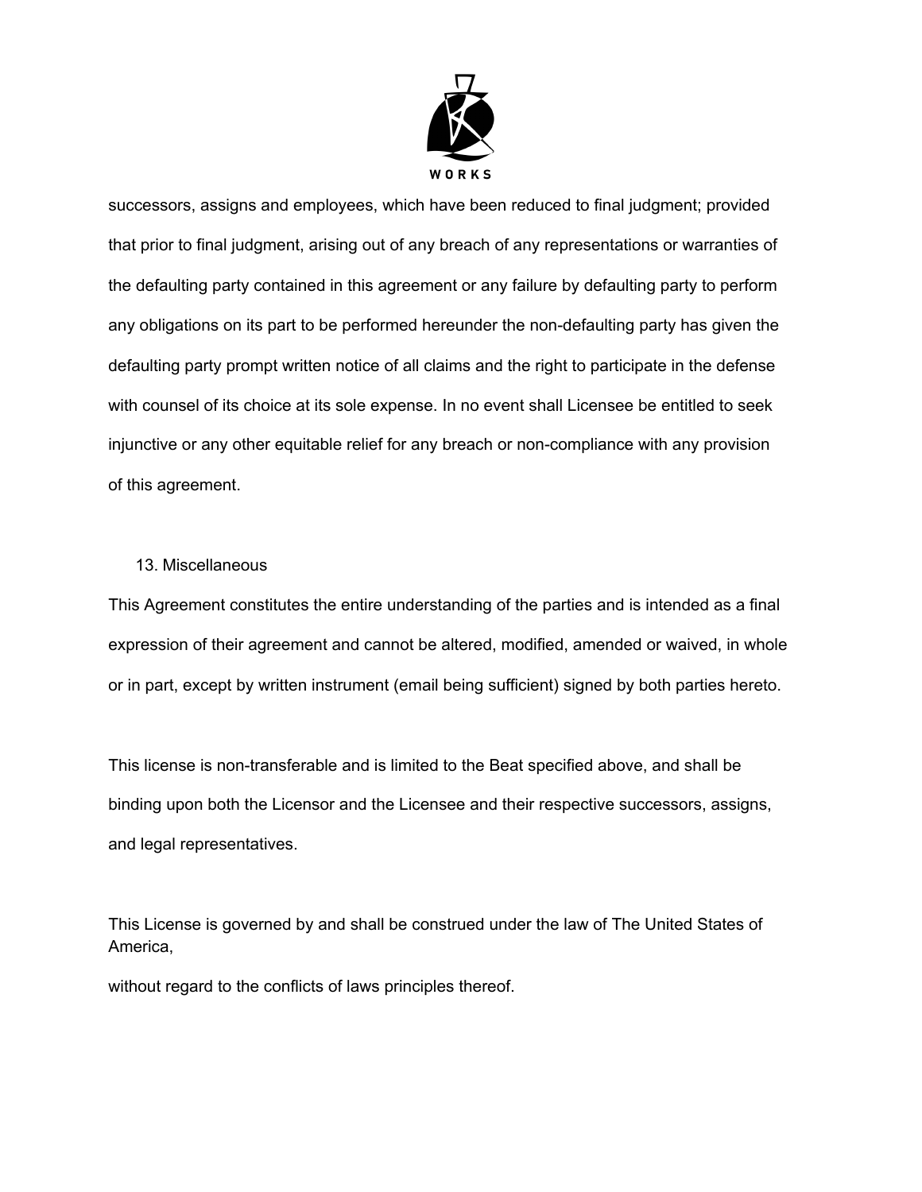successors, assigns and employees, which have been reduced to final judgment; provided that prior to final judgment, arising out of any breach of any representations or warranties of the defaulting party contained in this agreement or any failure by defaulting party to perform any obligations on its part to be performed hereunder the non-defaulting party has given the defaulting party prompt written notice of all claims and the right to participate in the defense with counsel of its choice at its sole expense. In no event shall Licensee be entitled to seek injunctive or any other equitable relief for any breach or non-compliance with any provision of this agreement.

13. Miscellaneous

This Agreement constitutes the entire understanding of the parties and is intended as a final expression of their agreement and cannot be altered, modified, amended or waived, in whole or in part, except by written instrument (email being sufficient) signed by both parties hereto.

This license is non-transferable and is limited to the Beat specified above, and shall be binding upon both the Licensor and the Licensee and their respective successors, assigns, and legal representatives.

This License is governed by and shall be construed under the law of The United States of America,

without regard to the conflicts of laws principles thereof.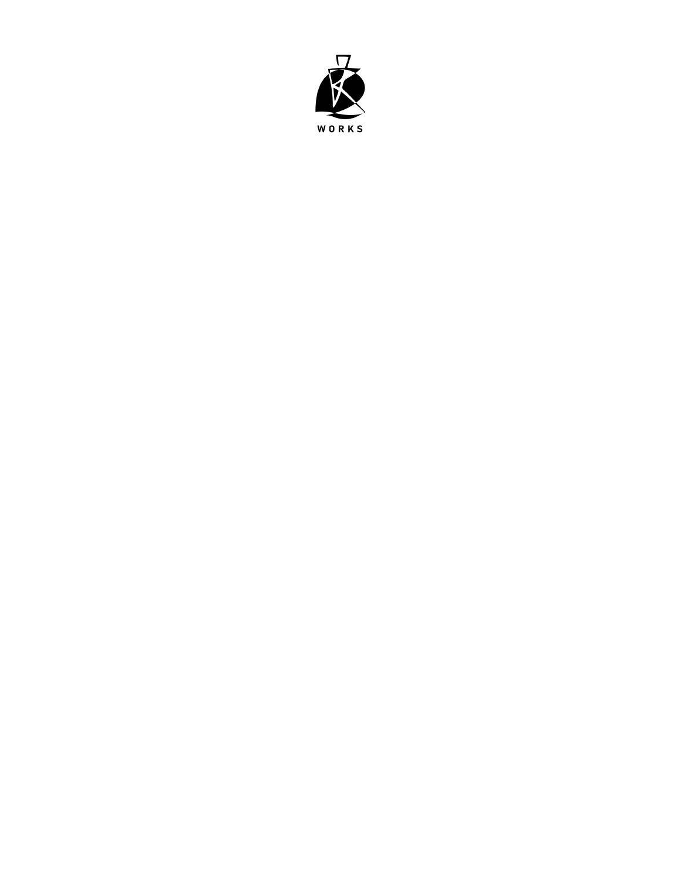WORKS